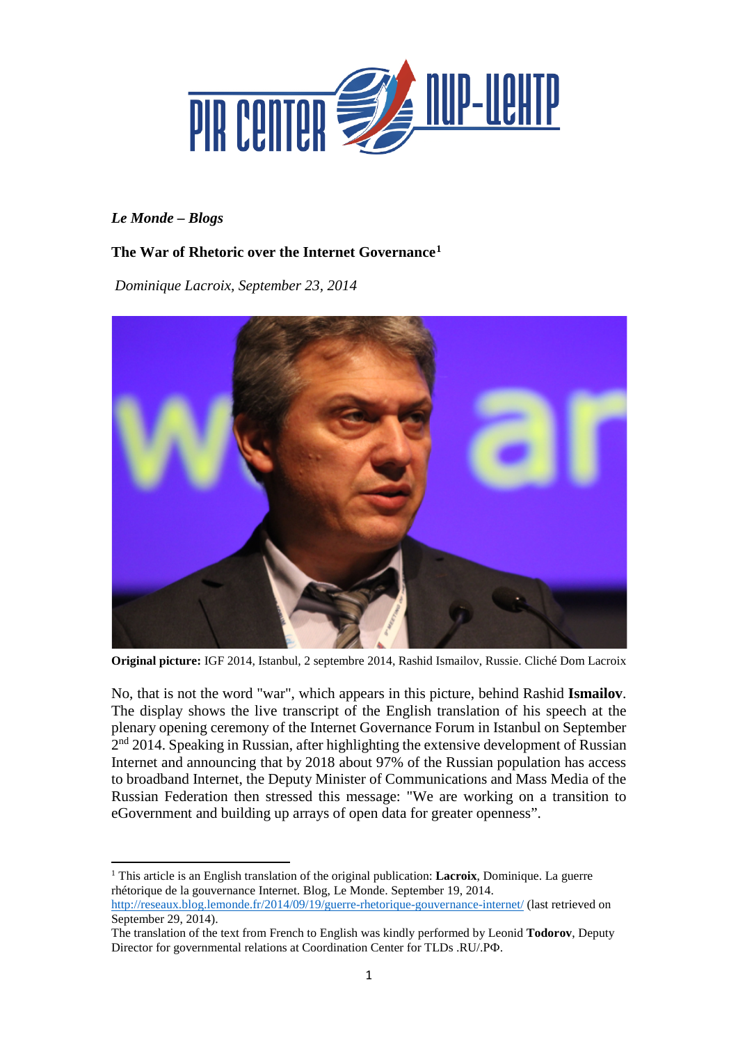*Le Monde – Blogs*

**The War of Rhetoric over the Internet Governance**[1]

*Dominique Lacroix, September 23, 2014*

**Original picture:** IGF 2014, Istanbul, 2 septembre 2014, Rashid Ismailov, Russie. Cliché Dom Lacroix

No, that is not the word "war", which appears in this picture, behind Rashid **Ismailov**. The display shows the live transcript of the English translation of his speech at the plenary opening ceremony of the Internet Governance Forum in Istanbul on September 2nd 2014. Speaking in Russian, after highlighting the extensive development of Russian Internet and announcing that by 2018 about 97% of the Russian population has access to broadband Internet, the Deputy Minister of Communications and Mass Media of the Russian Federation then stressed this message: "We are working on a transition to eGovernment and building up arrays of open data for greater openness".

---

[1] This article is an English translation of the original publication: **Lacroix**, Dominique. La guerre rhétorique de la gouvernance Internet. Blog, Le Monde. September 19, 2014. http://reseaux.blog.lemonde.fr/2014/09/19/guerre-rhetorique-gouvernance-internet/ (last retrieved on September 29, 2014).
The translation of the text from French to English was kindly performed by Leonid **Todorov**, Deputy Director for governmental relations at Coordination Center for TLDs .RU/.РФ.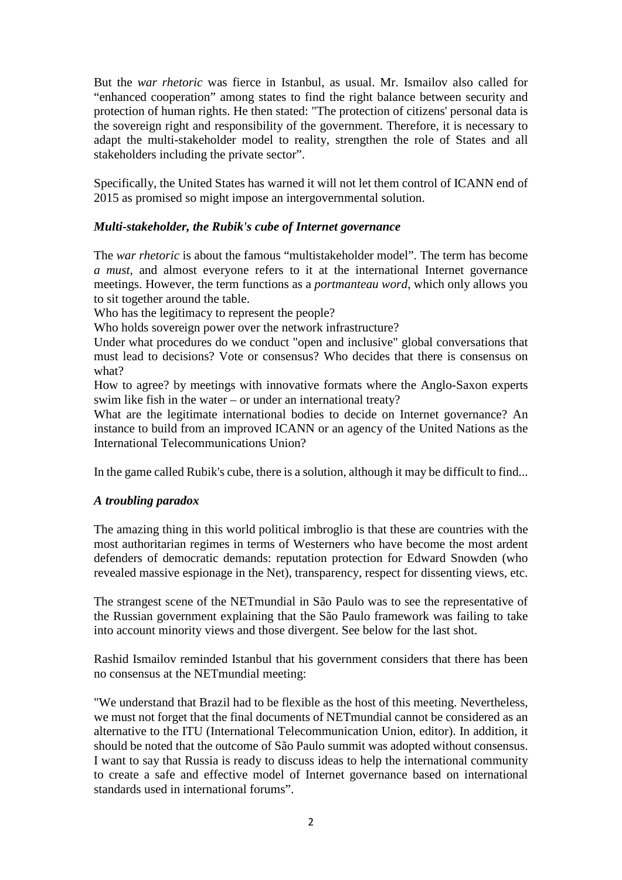But the *war rhetoric* was fierce in Istanbul, as usual. Mr. Ismailov also called for “enhanced cooperation” among states to find the right balance between security and protection of human rights. He then stated: "The protection of citizens' personal data is the sovereign right and responsibility of the government. Therefore, it is necessary to adapt the multi-stakeholder model to reality, strengthen the role of States and all stakeholders including the private sector”.

Specifically, the United States has warned it will not let them control of ICANN end of 2015 as promised so might impose an intergovernmental solution.

### *Multi-stakeholder, the Rubik's cube of Internet governance*

The *war rhetoric* is about the famous “multistakeholder model”. The term has become *a must,* and almost everyone refers to it at the international Internet governance meetings. However, the term functions as a *portmanteau word*, which only allows you to sit together around the table.

Who has the legitimacy to represent the people?

Who holds sovereign power over the network infrastructure?

Under what procedures do we conduct "open and inclusive" global conversations that must lead to decisions? Vote or consensus? Who decides that there is consensus on what?

How to agree? by meetings with innovative formats where the Anglo-Saxon experts swim like fish in the water – or under an international treaty?

What are the legitimate international bodies to decide on Internet governance? An instance to build from an improved ICANN or an agency of the United Nations as the International Telecommunications Union?

In the game called Rubik's cube, there is a solution, although it may be difficult to find...

### *A troubling paradox*

The amazing thing in this world political imbroglio is that these are countries with the most authoritarian regimes in terms of Westerners who have become the most ardent defenders of democratic demands: reputation protection for Edward Snowden (who revealed massive espionage in the Net), transparency, respect for dissenting views, etc.

The strangest scene of the NETmundial in São Paulo was to see the representative of the Russian government explaining that the São Paulo framework was failing to take into account minority views and those divergent. See below for the last shot.

Rashid Ismailov reminded Istanbul that his government considers that there has been no consensus at the NETmundial meeting:

"We understand that Brazil had to be flexible as the host of this meeting. Nevertheless, we must not forget that the final documents of NETmundial cannot be considered as an alternative to the ITU (International Telecommunication Union, editor). In addition, it should be noted that the outcome of São Paulo summit was adopted without consensus. I want to say that Russia is ready to discuss ideas to help the international community to create a safe and effective model of Internet governance based on international standards used in international forums”.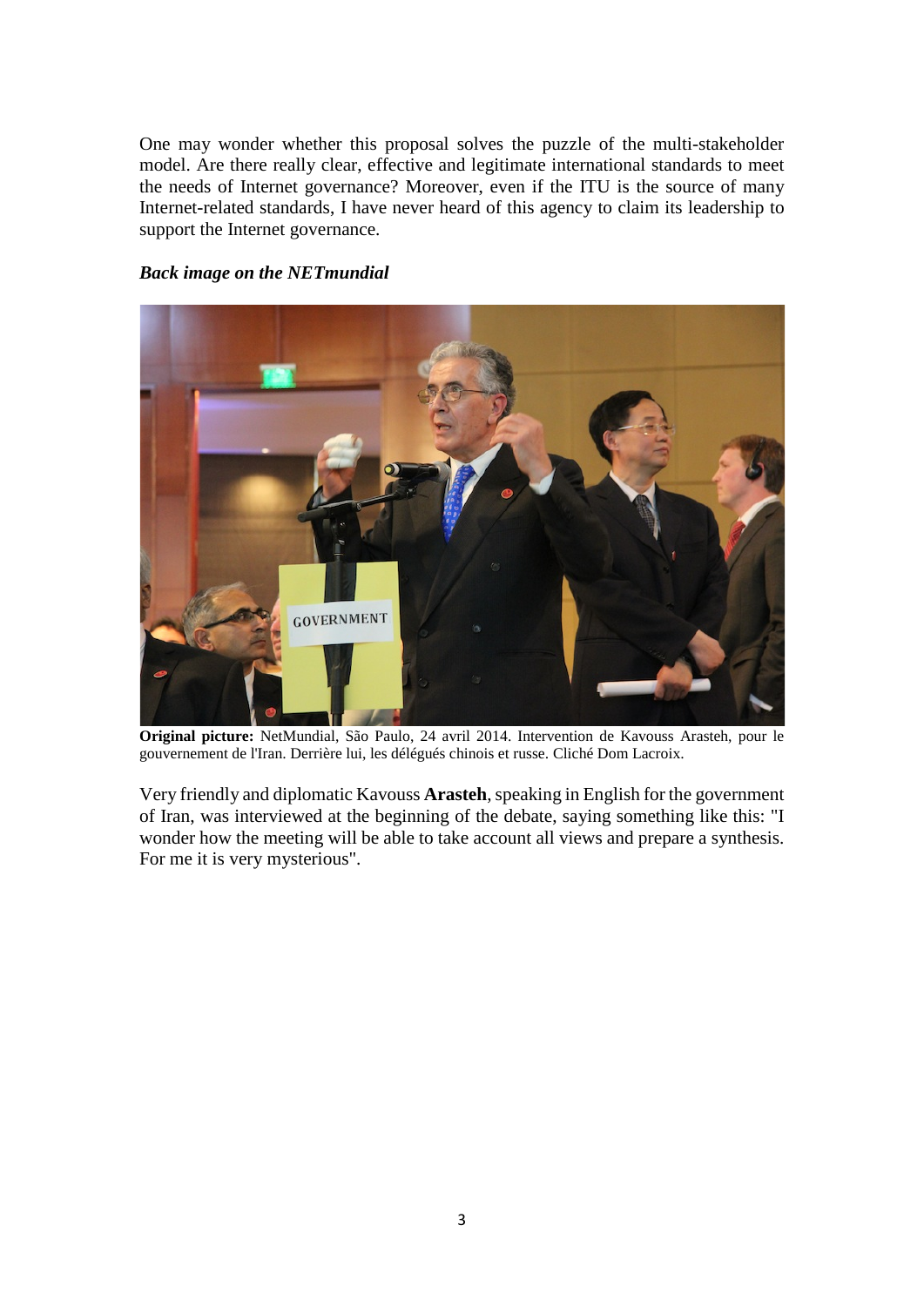One may wonder whether this proposal solves the puzzle of the multi-stakeholder model. Are there really clear, effective and legitimate international standards to meet the needs of Internet governance? Moreover, even if the ITU is the source of many Internet-related standards, I have never heard of this agency to claim its leadership to support the Internet governance.

***Back image on the NETmundial***

**Original picture:** NetMundial, São Paulo, 24 avril 2014. Intervention de Kavouss Arasteh, pour le gouvernement de l'Iran. Derrière lui, les délégués chinois et russe. Cliché Dom Lacroix.

Very friendly and diplomatic Kavouss **Arasteh**, speaking in English for the government of Iran, was interviewed at the beginning of the debate, saying something like this: "I wonder how the meeting will be able to take account all views and prepare a synthesis. For me it is very mysterious".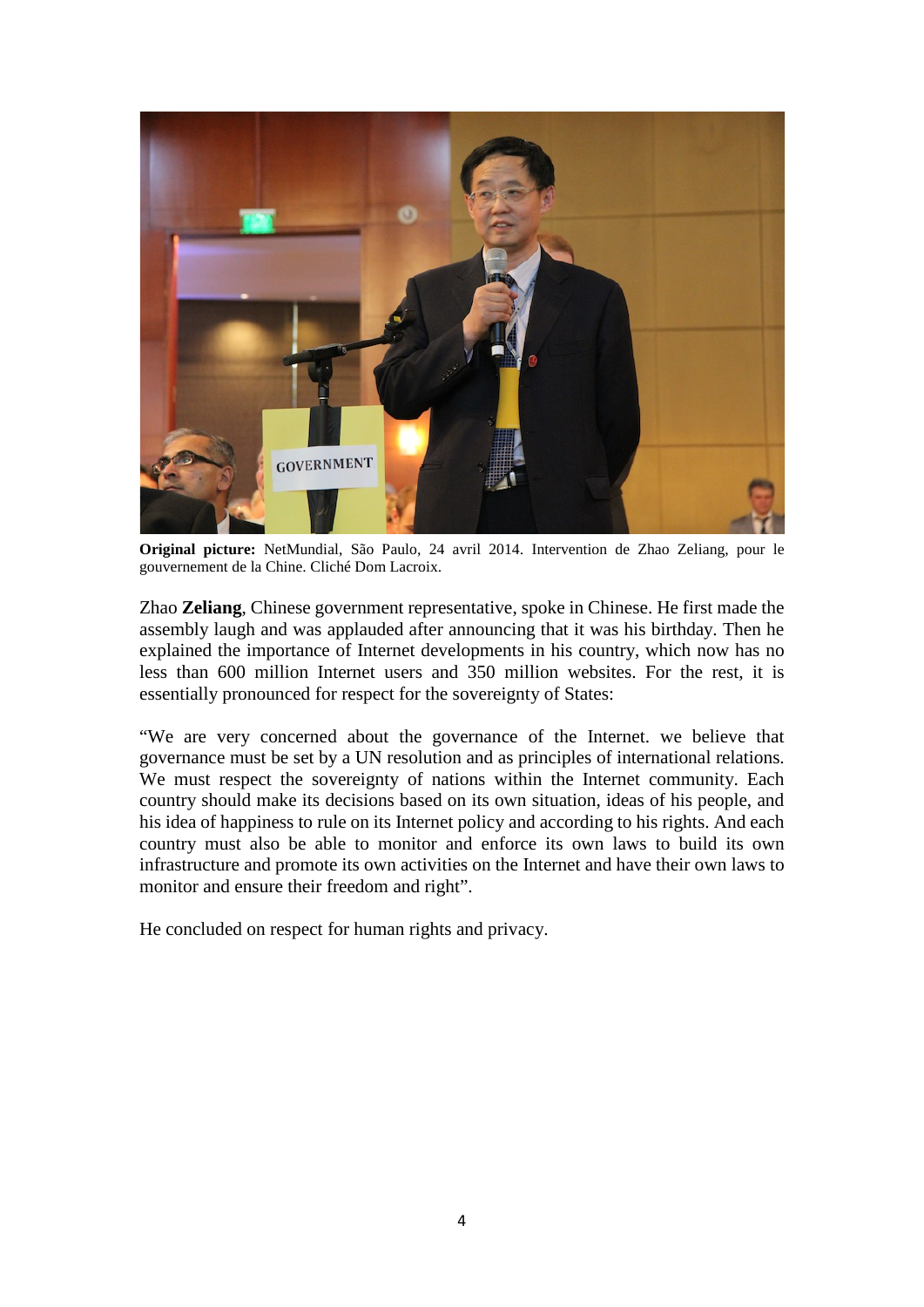**Original picture:** NetMundial, São Paulo, 24 avril 2014. Intervention de Zhao Zeliang, pour le gouvernement de la Chine. Cliché Dom Lacroix.

Zhao **Zeliang**, Chinese government representative, spoke in Chinese. He first made the assembly laugh and was applauded after announcing that it was his birthday. Then he explained the importance of Internet developments in his country, which now has no less than 600 million Internet users and 350 million websites. For the rest, it is essentially pronounced for respect for the sovereignty of States:

"We are very concerned about the governance of the Internet. we believe that governance must be set by a UN resolution and as principles of international relations. We must respect the sovereignty of nations within the Internet community. Each country should make its decisions based on its own situation, ideas of his people, and his idea of happiness to rule on its Internet policy and according to his rights. And each country must also be able to monitor and enforce its own laws to build its own infrastructure and promote its own activities on the Internet and have their own laws to monitor and ensure their freedom and right".

He concluded on respect for human rights and privacy.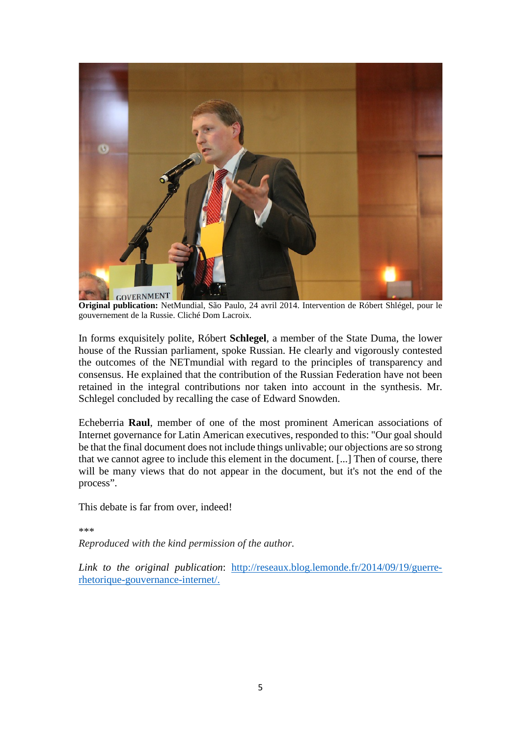**Original publication:** NetMundial, São Paulo, 24 avril 2014. Intervention de Róbert Shlégel, pour le gouvernement de la Russie. Cliché Dom Lacroix.

In forms exquisitely polite, Róbert **Schlegel**, a member of the State Duma, the lower house of the Russian parliament, spoke Russian. He clearly and vigorously contested the outcomes of the NETmundial with regard to the principles of transparency and consensus. He explained that the contribution of the Russian Federation have not been retained in the integral contributions nor taken into account in the synthesis. Mr. Schlegel concluded by recalling the case of Edward Snowden.

Echeberria **Raul**, member of one of the most prominent American associations of Internet governance for Latin American executives, responded to this: "Our goal should be that the final document does not include things unlivable; our objections are so strong that we cannot agree to include this element in the document. [...] Then of course, there will be many views that do not appear in the document, but it's not the end of the process".

This debate is far from over, indeed!

***

*Reproduced with the kind permission of the author.*

*Link to the original publication*: [http://reseaux.blog.lemonde.fr/2014/09/19/guerre-rhetorique-gouvernance-internet/.](http://reseaux.blog.lemonde.fr/2014/09/19/guerre-rhetorique-gouvernance-internet/)